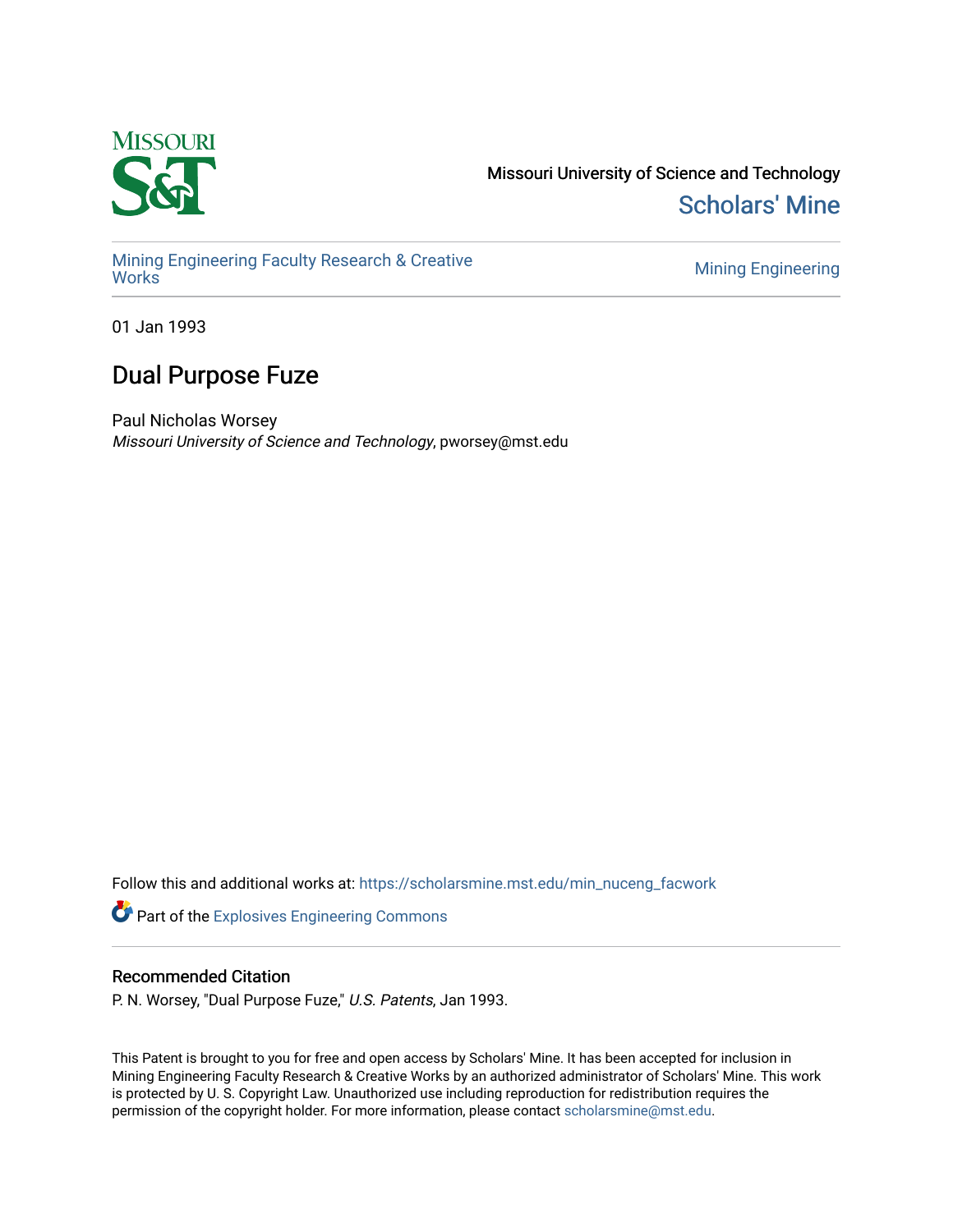Missouri University of Science and Technology

Scholars' Mine

Mining Engineering Faculty Research & Creative Works

Mining Engineering

01 Jan 1993

# Dual Purpose Fuze

Paul Nicholas Worsey

*Missouri University of Science and Technology*, pworsey@mst.edu

Follow this and additional works at: https://scholarsmine.mst.edu/min_nuceng_facwork

Part of the Explosives Engineering Commons

## Recommended Citation

P. N. Worsey, "Dual Purpose Fuze," *U.S. Patents*, Jan 1993.

This Patent is brought to you for free and open access by Scholars' Mine. It has been accepted for inclusion in Mining Engineering Faculty Research & Creative Works by an authorized administrator of Scholars' Mine. This work is protected by U. S. Copyright Law. Unauthorized use including reproduction for redistribution requires the permission of the copyright holder. For more information, please contact scholarsmine@mst.edu.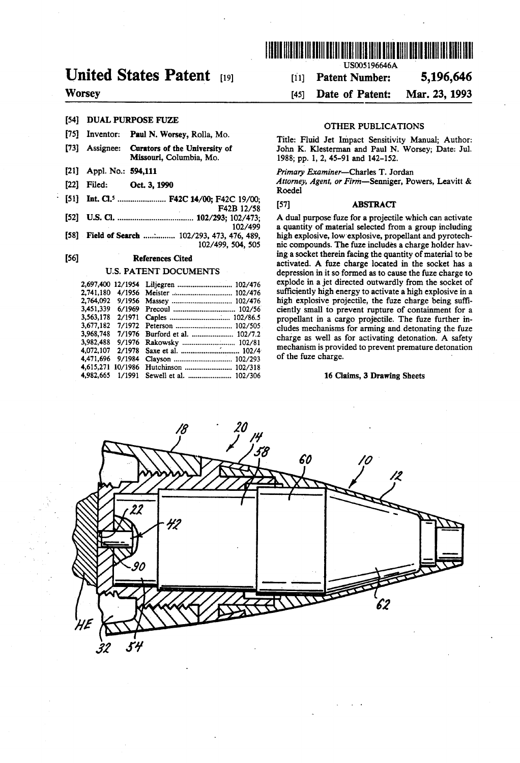# United States Patent [19]

**Worsey**

US005196646A

[11] **Patent Number: 5,196,646**

[45] **Date of Patent: Mar. 23, 1993**

[54] **DUAL PURPOSE FUZE**

[75] Inventor: Paul N. Worsey, Rolla, Mo.

[73] Assignee: **Curators of the University of Missouri**, Columbia, Mo.

[21] Appl. No.: **594,111**

[22] Filed: **Oct. 3, 1990**

[51] **Int. Cl.[5]** .................... **F42C 14/00**; F42C 19/00; F42B 12/58

[52] **U.S. Cl.** .................................... **102/293**; 102/473; 102/499

[58] **Field of Search** .............. 102/293, 473, 476, 489, 102/499, 504, 505

[56] **References Cited**

U.S. PATENT DOCUMENTS

| | | | |
|---|---|---|---|
| 2,697,400 | 12/1954 | Liljegren | 102/476 |
| 2,741,180 | 4/1956 | Meister | 102/476 |
| 2,764,092 | 9/1956 | Massey | 102/476 |
| 3,451,339 | 6/1969 | Precoul | 102/56 |
| 3,563,178 | 2/1971 | Caples | 102/86.5 |
| 3,677,182 | 7/1972 | Peterson | 102/505 |
| 3,968,748 | 7/1976 | Burford et al. | 102/7.2 |
| 3,982,488 | 9/1976 | Rakowsky | 102/81 |
| 4,072,107 | 2/1978 | Saxe et al. | 102/4 |
| 4,471,696 | 9/1984 | Clayson | 102/293 |
| 4,615,271 | 10/1986 | Hutchinson | 102/318 |
| 4,982,665 | 1/1991 | Sewell et al. | 102/306 |

OTHER PUBLICATIONS

Title: Fluid Jet Impact Sensitivity Manual; Author: John K. Klesterman and Paul N. Worsey; Date: Jul. 1988; pp. 1, 2, 45-91 and 142-152.

*Primary Examiner*—Charles T. Jordan

*Attorney, Agent, or Firm*—Senniger, Powers, Leavitt & Roedel

[57] **ABSTRACT**

A dual purpose fuze for a projectile which can activate a quantity of material selected from a group including high explosive, low explosive, propellant and pyrotechnic compounds. The fuze includes a charge holder having a socket therein facing the quantity of material to be activated. A fuze charge located in the socket has a depression in it so formed as to cause the fuze charge to explode in a jet directed outwardly from the socket of sufficiently high energy to activate a high explosive in a high explosive projectile, the fuze charge being sufficiently small to prevent rupture of containment for a propellant in a cargo projectile. The fuze further includes mechanisms for arming and detonating the fuze charge as well as for activating detonation. A safety mechanism is provided to prevent premature detonation of the fuze charge.

**16 Claims, 3 Drawing Sheets**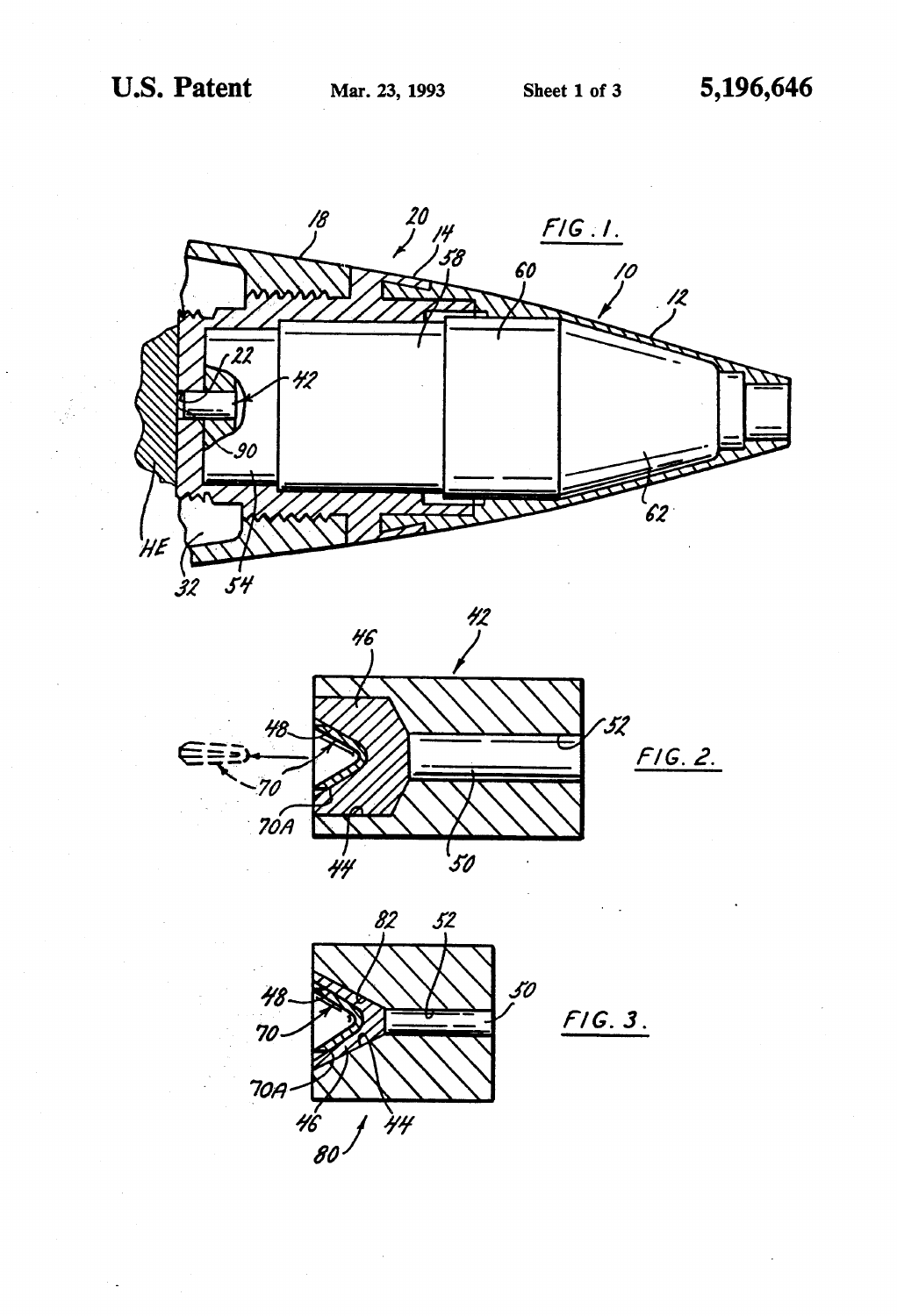FIG. 1.

FIG. 2.

FIG. 3.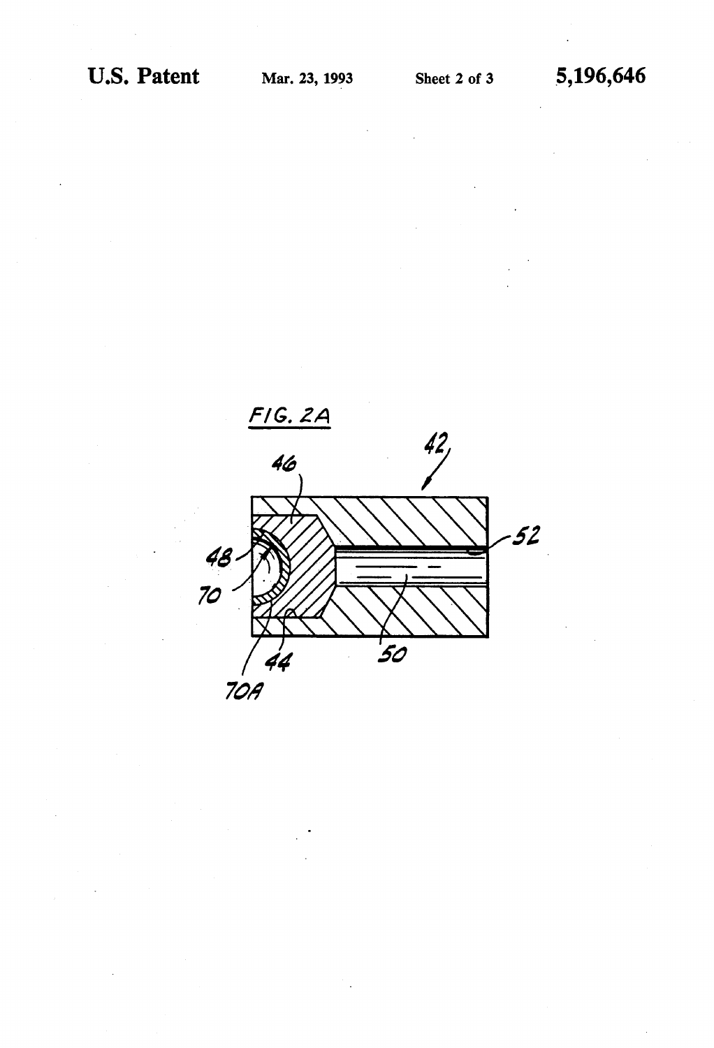FIG. 2A

42

46

48

70

70A

44

50

52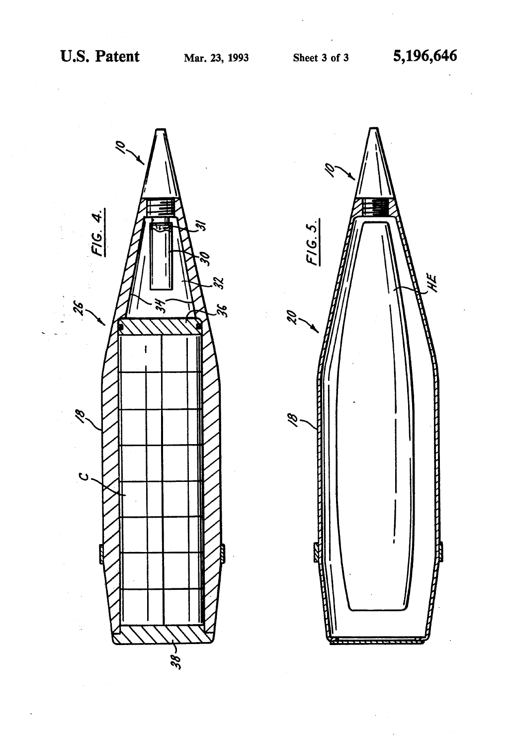FIG. 4.

FIG. 5.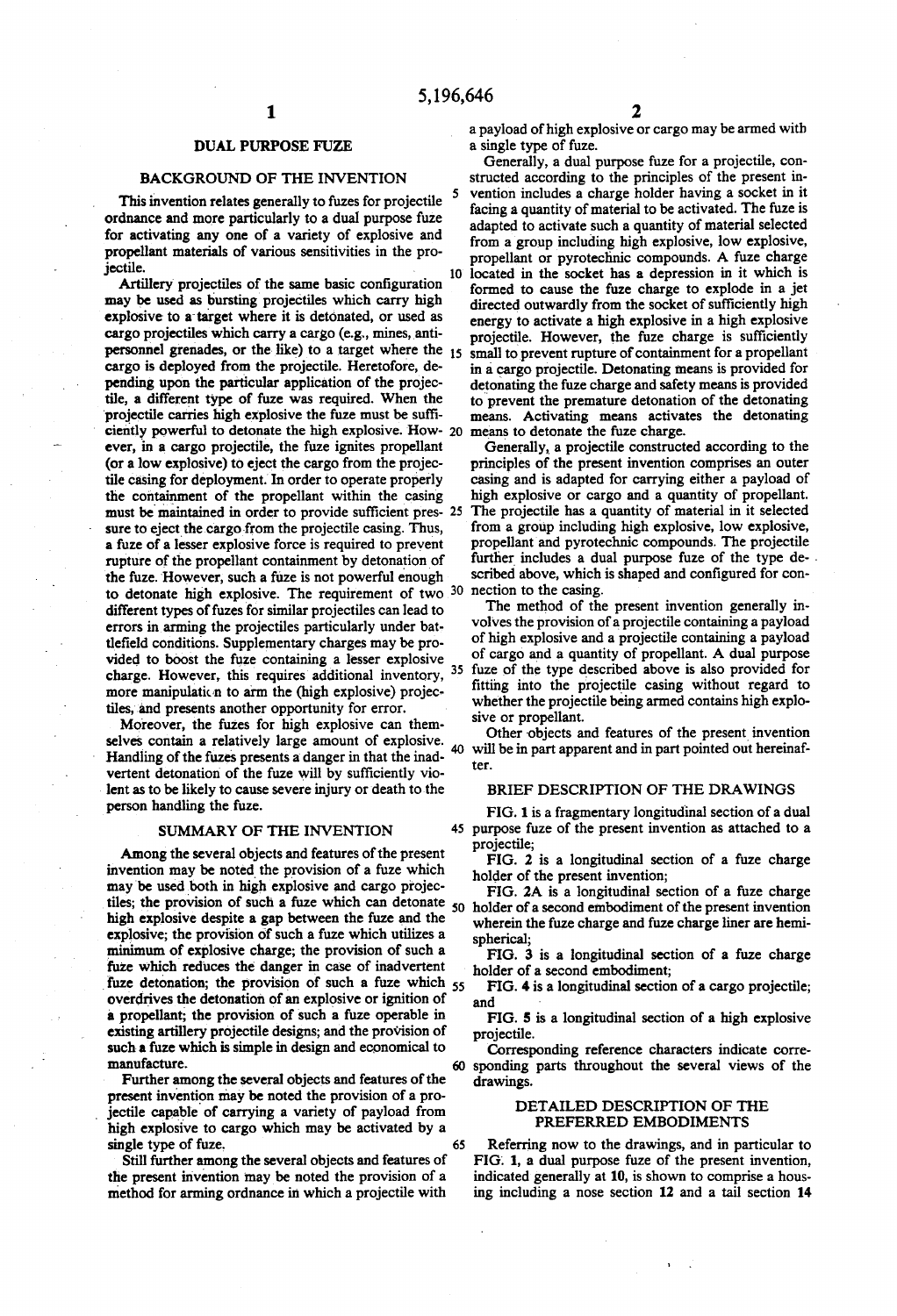## DUAL PURPOSE FUZE

### BACKGROUND OF THE INVENTION

This invention relates generally to fuzes for projectile ordnance and more particularly to a dual purpose fuze for activating any one of a variety of explosive and propellant materials of various sensitivities in the projectile.

Artillery projectiles of the same basic configuration may be used as bursting projectiles which carry high explosive to a target where it is detonated, or used as cargo projectiles which carry a cargo (e.g., mines, anti-personnel grenades, or the like) to a target where the cargo is deployed from the projectile. Heretofore, depending upon the particular application of the projectile, a different type of fuze was required. When the projectile carries high explosive the fuze must be sufficiently powerful to detonate the high explosive. However, in a cargo projectile, the fuze ignites propellant (or a low explosive) to eject the cargo from the projectile casing for deployment. In order to operate properly the containment of the propellant within the casing must be maintained in order to provide sufficient pressure to eject the cargo from the projectile casing. Thus, a fuze of a lesser explosive force is required to prevent rupture of the propellant containment by detonation of the fuze. However, such a fuze is not powerful enough to detonate high explosive. The requirement of two different types of fuzes for similar projectiles can lead to errors in arming the projectiles particularly under battlefield conditions. Supplementary charges may be provided to boost the fuze containing a lesser explosive charge. However, this requires additional inventory, more manipulation to arm the (high explosive) projectiles, and presents another opportunity for error.

Moreover, the fuzes for high explosive can themselves contain a relatively large amount of explosive. Handling of the fuzes presents a danger in that the inadvertent detonation of the fuze will by sufficiently violent as to be likely to cause severe injury or death to the person handling the fuze.

### SUMMARY OF THE INVENTION

Among the several objects and features of the present invention may be noted the provision of a fuze which may be used both in high explosive and cargo projectiles; the provision of such a fuze which can detonate high explosive despite a gap between the fuze and the explosive; the provision of such a fuze which utilizes a minimum of explosive charge; the provision of such a fuze which reduces the danger in case of inadvertent fuze detonation; the provision of such a fuze which overdrives the detonation of an explosive or ignition of a propellant; the provision of such a fuze operable in existing artillery projectile designs; and the provision of such a fuze which is simple in design and economical to manufacture.

Further among the several objects and features of the present invention may be noted the provision of a projectile capable of carrying a variety of payload from high explosive to cargo which may be activated by a single type of fuze.

Still further among the several objects and features of the present invention may be noted the provision of a method for arming ordnance in which a projectile with a payload of high explosive or cargo may be armed with a single type of fuze.

Generally, a dual purpose fuze for a projectile, constructed according to the principles of the present invention includes a charge holder having a socket in it facing a quantity of material to be activated. The fuze is adapted to activate such a quantity of material selected from a group including high explosive, low explosive, propellant or pyrotechnic compounds. A fuze charge located in the socket has a depression in it which is formed to cause the fuze charge to explode in a jet directed outwardly from the socket of sufficiently high energy to activate a high explosive in a high explosive projectile. However, the fuze charge is sufficiently small to prevent rupture of containment for a propellant in a cargo projectile. Detonating means is provided for detonating the fuze charge and safety means is provided to prevent the premature detonation of the detonating means. Activating means activates the detonating means to detonate the fuze charge.

Generally, a projectile constructed according to the principles of the present invention comprises an outer casing and is adapted for carrying either a payload of high explosive or cargo and a quantity of propellant. The projectile has a quantity of material in it selected from a group including high explosive, low explosive, propellant and pyrotechnic compounds. The projectile further includes a dual purpose fuze of the type described above, which is shaped and configured for connection to the casing.

The method of the present invention generally involves the provision of a projectile containing a payload of high explosive and a projectile containing a payload of cargo and a quantity of propellant. A dual purpose fuze of the type described above is also provided for fitting into the projectile casing without regard to whether the projectile being armed contains high explosive or propellant.

Other objects and features of the present invention will be in part apparent and in part pointed out hereinafter.

### BRIEF DESCRIPTION OF THE DRAWINGS

FIG. 1 is a fragmentary longitudinal section of a dual purpose fuze of the present invention as attached to a projectile;

FIG. 2 is a longitudinal section of a fuze charge holder of the present invention;

FIG. 2A is a longitudinal section of a fuze charge holder of a second embodiment of the present invention wherein the fuze charge and fuze charge liner are hemispherical;

FIG. 3 is a longitudinal section of a fuze charge holder of a second embodiment;

FIG. 4 is a longitudinal section of a cargo projectile; and

FIG. 5 is a longitudinal section of a high explosive projectile.

Corresponding reference characters indicate corresponding parts throughout the several views of the drawings.

### DETAILED DESCRIPTION OF THE PREFERRED EMBODIMENTS

Referring now to the drawings, and in particular to FIG. 1, a dual purpose fuze of the present invention, indicated generally at 10, is shown to comprise a housing including a nose section 12 and a tail section 14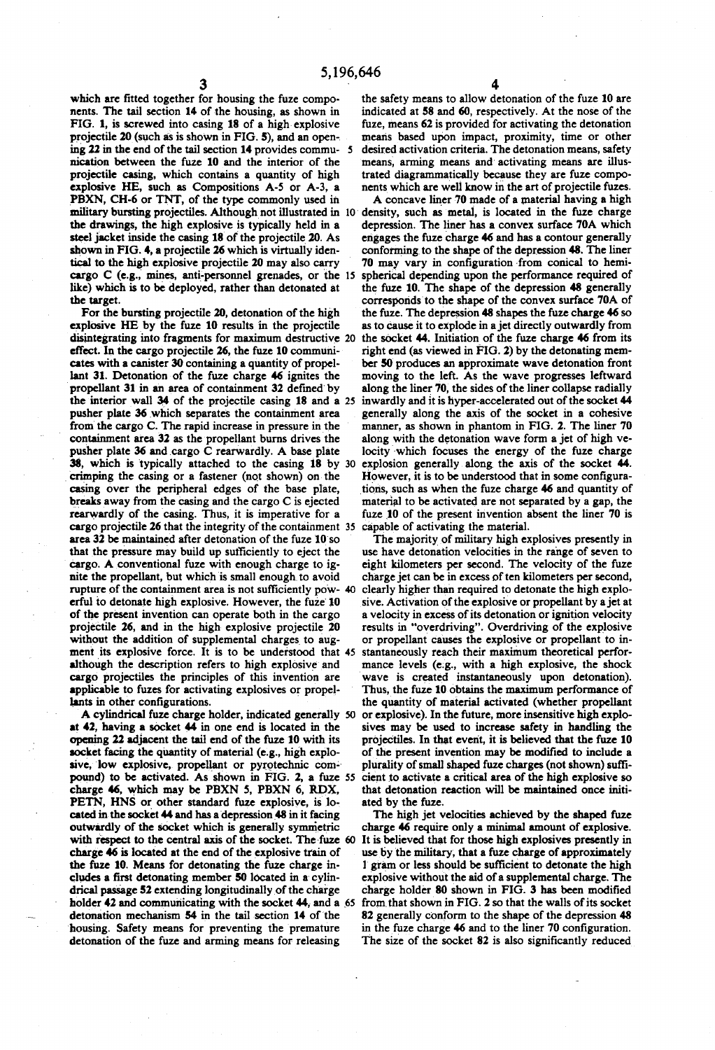which are fitted together for housing the fuze components. The tail section 14 of the housing, as shown in FIG. 1, is screwed into casing 18 of a high explosive projectile 20 (such as is shown in FIG. 5), and an opening 22 in the end of the tail section 14 provides communication between the fuze 10 and the interior of the projectile casing, which contains a quantity of high explosive HE, such as Compositions A-5 or A-3, a PBXN, CH-6 or TNT, of the type commonly used in military bursting projectiles. Although not illustrated in the drawings, the high explosive is typically held in a steel jacket inside the casing 18 of the projectile 20. As shown in FIG. 4, a projectile 26 which is virtually identical to the high explosive projectile 20 may also carry cargo C (e.g., mines, anti-personnel grenades, or the like) which is to be deployed, rather than detonated at the target.

For the bursting projectile 20, detonation of the high explosive HE by the fuze 10 results in the projectile disintegrating into fragments for maximum destructive effect. In the cargo projectile 26, the fuze 10 communicates with a canister 30 containing a quantity of propellant 31. Detonation of the fuze charge 46 ignites the propellant 31 in an area of containment 32 defined by the interior wall 34 of the projectile casing 18 and a pusher plate 36 which separates the containment area from the cargo C. The rapid increase in pressure in the containment area 32 as the propellant burns drives the pusher plate 36 and cargo C rearwardly. A base plate 38, which is typically attached to the casing 18 by crimping the casing or a fastener (not shown) on the casing over the peripheral edges of the base plate, breaks away from the casing and the cargo C is ejected rearwardly of the casing. Thus, it is imperative for a cargo projectile 26 that the integrity of the containment area 32 be maintained after detonation of the fuze 10 so that the pressure may build up sufficiently to eject the cargo. A conventional fuze with enough charge to ignite the propellant, but which is small enough to avoid rupture of the containment area is not sufficiently powerful to detonate high explosive. However, the fuze 10 of the present invention can operate both in the cargo projectile 26, and in the high explosive projectile 20 without the addition of supplemental charges to augment its explosive force. It is to be understood that although the description refers to high explosive and cargo projectiles the principles of this invention are applicable to fuzes for activating explosives or propellants in other configurations.

A cylindrical fuze charge holder, indicated generally at 42, having a socket 44 in one end is located in the opening 22 adjacent the tail end of the fuze 10 with its socket facing the quantity of material (e.g., high explosive, low explosive, propellant or pyrotechnic compound) to be activated. As shown in FIG. 2, a fuze charge 46, which may be PBXN 5, PBXN 6, RDX, PETN, HNS or other standard fuze explosive, is located in the socket 44 and has a depression 48 in it facing outwardly of the socket which is generally symmetric with respect to the central axis of the socket. The fuze charge 46 is located at the end of the explosive train of the fuze 10. Means for detonating the fuze charge includes a first detonating member 50 located in a cylindrical passage 52 extending longitudinally of the charge holder 42 and communicating with the socket 44, and a detonation mechanism 54 in the tail section 14 of the housing. Safety means for preventing the premature detonation of the fuze and arming means for releasing the safety means to allow detonation of the fuze 10 are indicated at 58 and 60, respectively. At the nose of the fuze, means 62 is provided for activating the detonation means based upon impact, proximity, time or other desired activation criteria. The detonation means, safety means, arming means and activating means are illustrated diagrammatically because they are fuze components which are well know in the art of projectile fuzes.

A concave liner 70 made of a material having a high density, such as metal, is located in the fuze charge depression. The liner has a convex surface 70A which engages the fuze charge 46 and has a contour generally conforming to the shape of the depression 48. The liner 70 may vary in configuration from conical to hemispherical depending upon the performance required of the fuze 10. The shape of the depression 48 generally corresponds to the shape of the convex surface 70A of the fuze. The depression 48 shapes the fuze charge 46 so as to cause it to explode in a jet directly outwardly from the socket 44. Initiation of the fuze charge 46 from its right end (as viewed in FIG. 2) by the detonating member 50 produces an approximate wave detonation front moving to the left. As the wave progresses leftward along the liner 70, the sides of the liner collapse radially inwardly and it is hyper-accelerated out of the socket 44 generally along the axis of the socket in a cohesive manner, as shown in phantom in FIG. 2. The liner 70 along with the detonation wave form a jet of high velocity which focuses the energy of the fuze charge explosion generally along the axis of the socket 44. However, it is to be understood that in some configurations, such as when the fuze charge 46 and quantity of material to be activated are not separated by a gap, the fuze 10 of the present invention absent the liner 70 is capable of activating the material.

The majority of military high explosives presently in use have detonation velocities in the range of seven to eight kilometers per second. The velocity of the fuze charge jet can be in excess of ten kilometers per second, clearly higher than required to detonate the high explosive. Activation of the explosive or propellant by a jet at a velocity in excess of its detonation or ignition velocity results in "overdriving". Overdriving of the explosive or propellant causes the explosive or propellant to instantaneously reach their maximum theoretical performance levels (e.g., with a high explosive, the shock wave is created instantaneously upon detonation). Thus, the fuze 10 obtains the maximum performance of the quantity of material activated (whether propellant or explosive). In the future, more insensitive high explosives may be used to increase safety in handling the projectiles. In that event, it is believed that the fuze 10 of the present invention may be modified to include a plurality of small shaped fuze charges (not shown) sufficient to activate a critical area of the high explosive so that detonation reaction will be maintained once initiated by the fuze.

The high jet velocities achieved by the shaped fuze charge 46 require only a minimal amount of explosive. It is believed that for those high explosives presently in use by the military, that a fuze charge of approximately 1 gram or less should be sufficient to detonate the high explosive without the aid of a supplemental charge. The charge holder 80 shown in FIG. 3 has been modified from that shown in FIG. 2 so that the walls of its socket 82 generally conform to the shape of the depression 48 in the fuze charge 46 and to the liner 70 configuration. The size of the socket 82 is also significantly reduced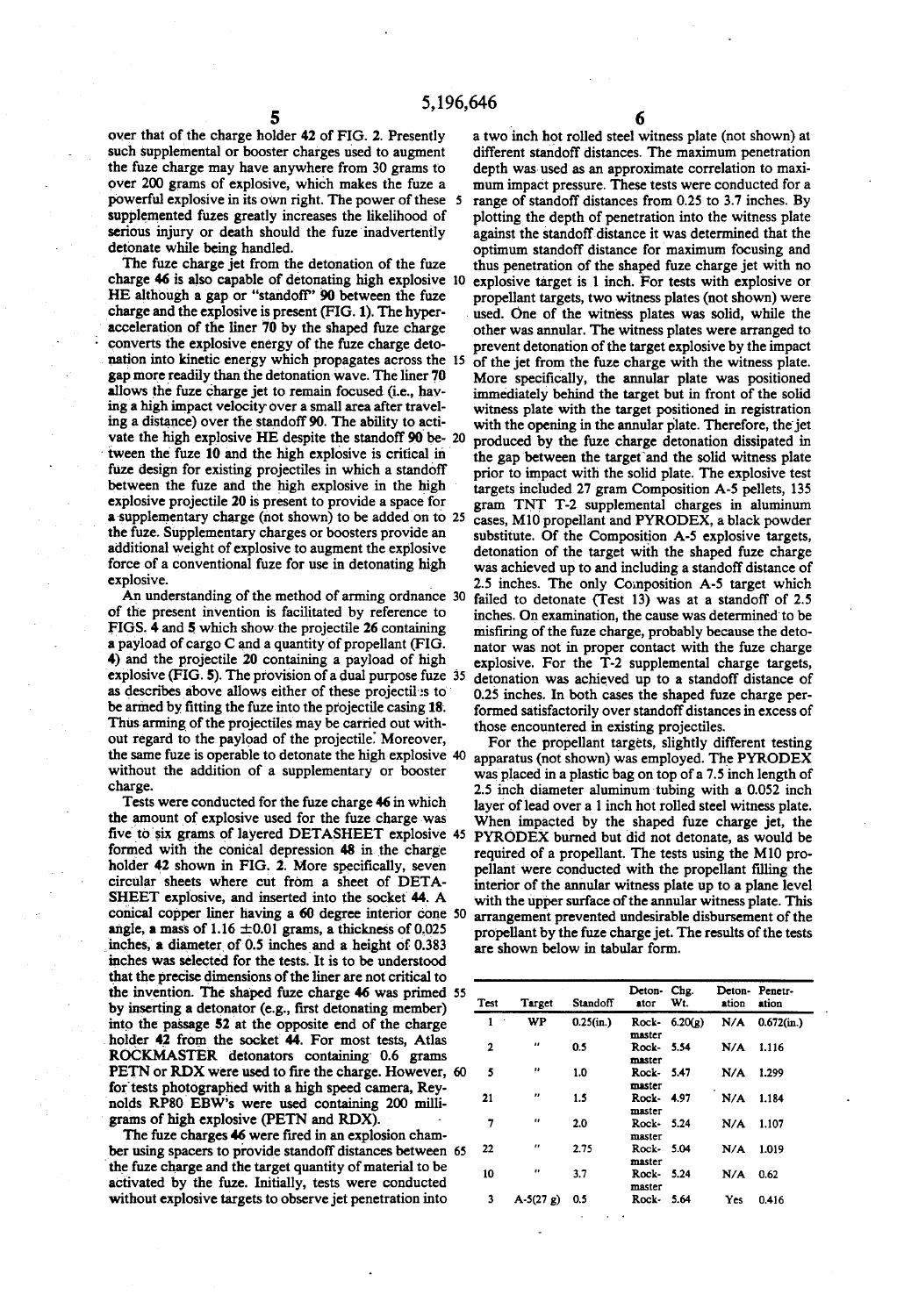over that of the charge holder 42 of FIG. 2. Presently such supplemental or booster charges used to augment the fuze charge may have anywhere from 30 grams to over 200 grams of explosive, which makes the fuze a powerful explosive in its own right. The power of these supplemented fuzes greatly increases the likelihood of serious injury or death should the fuze inadvertently detonate while being handled.

The fuze charge jet from the detonation of the fuze charge 46 is also capable of detonating high explosive HE although a gap or "standoff" 90 between the fuze charge and the explosive is present (FIG. 1). The hyper-acceleration of the liner 70 by the shaped fuze charge converts the explosive energy of the fuze charge detonation into kinetic energy which propagates across the gap more readily than the detonation wave. The liner 70 allows the fuze charge jet to remain focused (i.e., having a high impact velocity over a small area after traveling a distance) over the standoff 90. The ability to activate the high explosive HE despite the standoff 90 between the fuze 10 and the high explosive is critical in fuze design for existing projectiles in which a standoff between the fuze and the high explosive in the high explosive projectile 20 is present to provide a space for a supplementary charge (not shown) to be added on to the fuze. Supplementary charges or boosters provide an additional weight of explosive to augment the explosive force of a conventional fuze for use in detonating high explosive.

An understanding of the method of arming ordnance of the present invention is facilitated by reference to FIGS. 4 and 5 which show the projectile 26 containing a payload of cargo C and a quantity of propellant (FIG. 4) and the projectile 20 containing a payload of high explosive (FIG. 5). The provision of a dual purpose fuze as describes above allows either of these projectiles to be armed by fitting the fuze into the projectile casing 18. Thus arming of the projectiles may be carried out without regard to the payload of the projectile. Moreover, the same fuze is operable to detonate the high explosive without the addition of a supplementary or booster charge.

Tests were conducted for the fuze charge 46 in which the amount of explosive used for the fuze charge was five to six grams of layered DETASHEET explosive formed with the conical depression 48 in the charge holder 42 shown in FIG. 2. More specifically, seven circular sheets where cut from a sheet of DETASHEET explosive, and inserted into the socket 44. A conical copper liner having a 60 degree interior cone angle, a mass of 1.16 ±0.01 grams, a thickness of 0.025 inches, a diameter of 0.5 inches and a height of 0.383 inches was selected for the tests. It is to be understood that the precise dimensions of the liner are not critical to the invention. The shaped fuze charge 46 was primed by inserting a detonator (e.g., first detonating member) into the passage 52 at the opposite end of the charge holder 42 from the socket 44. For most tests, Atlas ROCKMASTER detonators containing 0.6 grams PETN or RDX were used to fire the charge. However, for tests photographed with a high speed camera, Reynolds RP80 EBW's were used containing 200 milligrams of high explosive (PETN and RDX).

The fuze charges 46 were fired in an explosion chamber using spacers to provide standoff distances between the fuze charge and the target quantity of material to be activated by the fuze. Initially, tests were conducted without explosive targets to observe jet penetration into a two inch hot rolled steel witness plate (not shown) at different standoff distances. The maximum penetration depth was used as an approximate correlation to maximum impact pressure. These tests were conducted for a range of standoff distances from 0.25 to 3.7 inches. By plotting the depth of penetration into the witness plate against the standoff distance it was determined that the optimum standoff distance for maximum focusing and thus penetration of the shaped fuze charge jet with no explosive target is 1 inch. For tests with explosive or propellant targets, two witness plates (not shown) were used. One of the witness plates was solid, while the other was annular. The witness plates were arranged to prevent detonation of the target explosive by the impact of the jet from the fuze charge with the witness plate. More specifically, the annular plate was positioned immediately behind the target but in front of the solid witness plate with the target positioned in registration with the opening in the annular plate. Therefore, the jet produced by the fuze charge detonation dissipated in the gap between the target and the solid witness plate prior to impact with the solid plate. The explosive test targets included 27 gram Composition A-5 pellets, 135 gram TNT T-2 supplemental charges in aluminum cases, M10 propellant and PYRODEX, a black powder substitute. Of the Composition A-5 explosive targets, detonation of the target with the shaped fuze charge was achieved up to and including a standoff distance of 2.5 inches. The only Composition A-5 target which failed to detonate (Test 13) was at a standoff of 2.5 inches. On examination, the cause was determined to be misfiring of the fuze charge, probably because the detonator was not in proper contact with the fuze charge explosive. For the T-2 supplemental charge targets, detonation was achieved up to a standoff distance of 0.25 inches. In both cases the shaped fuze charge performed satisfactorily over standoff distances in excess of those encountered in existing projectiles.

For the propellant targets, slightly different testing apparatus (not shown) was employed. The PYRODEX was placed in a plastic bag on top of a 7.5 inch length of 2.5 inch diameter aluminum tubing with a 0.052 inch layer of lead over a 1 inch hot rolled steel witness plate. When impacted by the shaped fuze charge jet, the PYRODEX burned but did not detonate, as would be required of a propellant. The tests using the M10 propellant were conducted with the propellant filling the interior of the annular witness plate up to a plane level with the upper surface of the annular witness plate. This arrangement prevented undesirable disbursement of the propellant by the fuze charge jet. The results of the tests are shown below in tabular form.

| Test | Target | Standoff | Detonator | Chg. Wt. | Detonation | Penetration |
|---|---|---|---|---|---|---|
| 1 | WP | 0.25(in.) | Rockmaster | 6.20(g) | N/A | 0.672(in.) |
| 2 | " | 0.5 | Rockmaster | 5.54 | N/A | 1.116 |
| 5 | " | 1.0 | Rockmaster | 5.47 | N/A | 1.299 |
| 21 | " | 1.5 | Rockmaster | 4.97 | N/A | 1.184 |
| 7 | " | 2.0 | Rockmaster | 5.24 | N/A | 1.107 |
| 22 | " | 2.75 | Rockmaster | 5.04 | N/A | 1.019 |
| 10 | " | 3.7 | Rockmaster | 5.24 | N/A | 0.62 |
| 3 | A-5(27 g) | 0.5 | Rock- | 5.64 | Yes | 0.416 |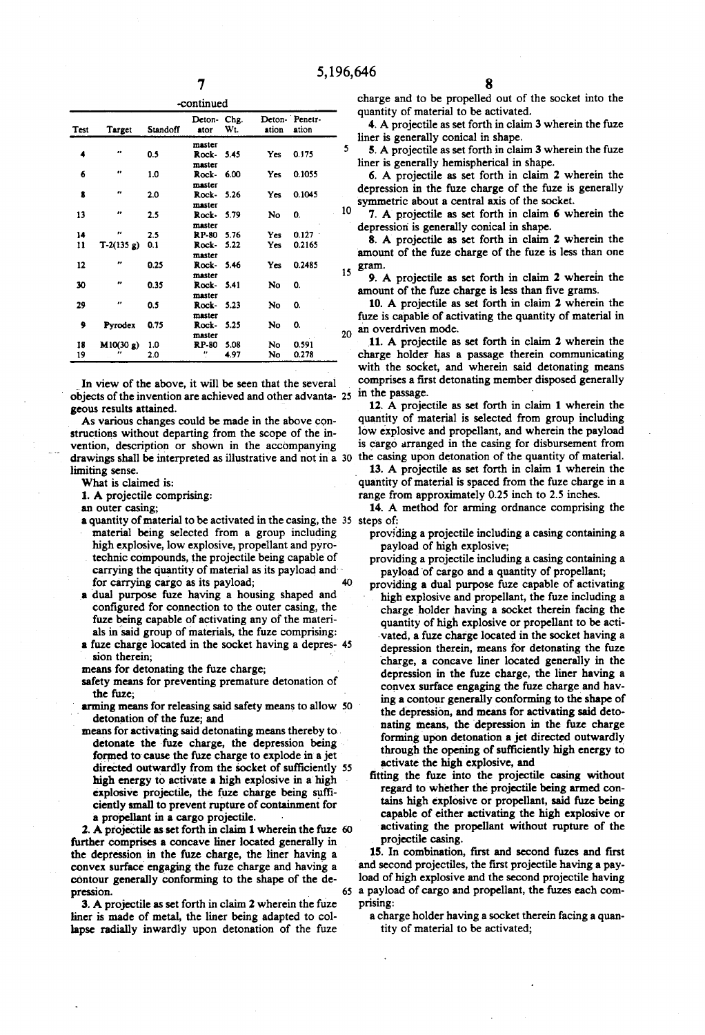-continued

| Test | Target | Standoff | Detonator | Chg. Wt. | Detonation | Penetration |
|---|---|---|---|---|---|---|
| | | | master | | | |
| 4 | " | 0.5 | Rock-master | 5.45 | Yes | 0.175 |
| 6 | " | 1.0 | Rock-master | 6.00 | Yes | 0.1055 |
| 8 | " | 2.0 | Rock-master | 5.26 | Yes | 0.1045 |
| 13 | " | 2.5 | Rock-master | 5.79 | No | 0. |
| 14 | " | 2.5 | RP-80 | 5.76 | Yes | 0.127 |
| 11 | T-2(135 g) | 0.1 | Rock-master | 5.22 | Yes | 0.2165 |
| 12 | " | 0.25 | Rock-master | 5.46 | Yes | 0.2485 |
| 30 | " | 0.35 | Rock-master | 5.41 | No | 0. |
| 29 | " | 0.5 | Rock-master | 5.23 | No | 0. |
| 9 | Pyrodex | 0.75 | Rock-master | 5.25 | No | 0. |
| 18 | M10(30 g) | 1.0 | RP-80 | 5.08 | No | 0.591 |
| 19 | " | 2.0 | " | 4.97 | No | 0.278 |

In view of the above, it will be seen that the several objects of the invention are achieved and other advantageous results attained.

As various changes could be made in the above constructions without departing from the scope of the invention, description or shown in the accompanying drawings shall be interpreted as illustrative and not in a limiting sense.

What is claimed is:

1. A projectile comprising:
   - an outer casing;
   - a quantity of material to be activated in the casing, the material being selected from a group including high explosive, low explosive, propellant and pyrotechnic compounds, the projectile being capable of carrying the quantity of material as its payload and for carrying cargo as its payload;
   - a dual purpose fuze having a housing shaped and configured for connection to the outer casing, the fuze being capable of activating any of the materials in said group of materials, the fuze comprising:
   - a fuze charge located in the socket having a depression therein;
   - means for detonating the fuze charge;
   - safety means for preventing premature detonation of the fuze;
   - arming means for releasing said safety means to allow detonation of the fuze; and
   - means for activating said detonating means thereby to detonate the fuze charge, the depression being formed to cause the fuze charge to explode in a jet directed outwardly from the socket of sufficiently high energy to activate a high explosive in a high explosive projectile, the fuze charge being sufficiently small to prevent rupture of containment for a propellant in a cargo projectile.

2. A projectile as set forth in claim 1 wherein the fuze further comprises a concave liner located generally in the depression in the fuze charge, the liner having a convex surface engaging the fuze charge and having a contour generally conforming to the shape of the depression.

3. A projectile as set forth in claim 2 wherein the fuze liner is made of metal, the liner being adapted to collapse radially inwardly upon detonation of the fuze charge and to be propelled out of the socket into the quantity of material to be activated.

4. A projectile as set forth in claim 3 wherein the fuze liner is generally conical in shape.

5. A projectile as set forth in claim 3 wherein the fuze liner is generally hemispherical in shape.

6. A projectile as set forth in claim 2 wherein the depression in the fuze charge of the fuze is generally symmetric about a central axis of the socket.

7. A projectile as set forth in claim 6 wherein the depression is generally conical in shape.

8. A projectile as set forth in claim 2 wherein the amount of the fuze charge of the fuze is less than one gram.

9. A projectile as set forth in claim 2 wherein the amount of the fuze charge is less than five grams.

10. A projectile as set forth in claim 2 wherein the fuze is capable of activating the quantity of material in an overdriven mode.

11. A projectile as set forth in claim 2 wherein the charge holder has a passage therein communicating with the socket, and wherein said detonating means comprises a first detonating member disposed generally in the passage.

12. A projectile as set forth in claim 1 wherein the quantity of material is selected from group including low explosive and propellant, and wherein the payload is cargo arranged in the casing for disbursement from the casing upon detonation of the quantity of material.

13. A projectile as set forth in claim 1 wherein the quantity of material is spaced from the fuze charge in a range from approximately 0.25 inch to 2.5 inches.

14. A method for arming ordnance comprising the steps of:
   - providing a projectile including a casing containing a payload of high explosive;
   - providing a projectile including a casing containing a payload of cargo and a quantity of propellant;
   - providing a dual purpose fuze capable of activating high explosive and propellant, the fuze including a charge holder having a socket therein facing the quantity of high explosive or propellant to be activated, a fuze charge located in the socket having a depression therein, means for detonating the fuze charge, a concave liner located generally in the depression in the fuze charge, the liner having a convex surface engaging the fuze charge and having a contour generally conforming to the shape of the depression, and means for activating said detonating means, the depression in the fuze charge forming upon detonation a jet directed outwardly through the opening of sufficiently high energy to activate the high explosive, and
   - fitting the fuze into the projectile casing without regard to whether the projectile being armed contains high explosive or propellant, said fuze being capable of either activating the high explosive or activating the propellant without rupture of the projectile casing.

15. In combination, first and second fuzes and first and second projectiles, the first projectile having a payload of high explosive and the second projectile having a payload of cargo and propellant, the fuzes each comprising:
   - a charge holder having a socket therein facing a quantity of material to be activated;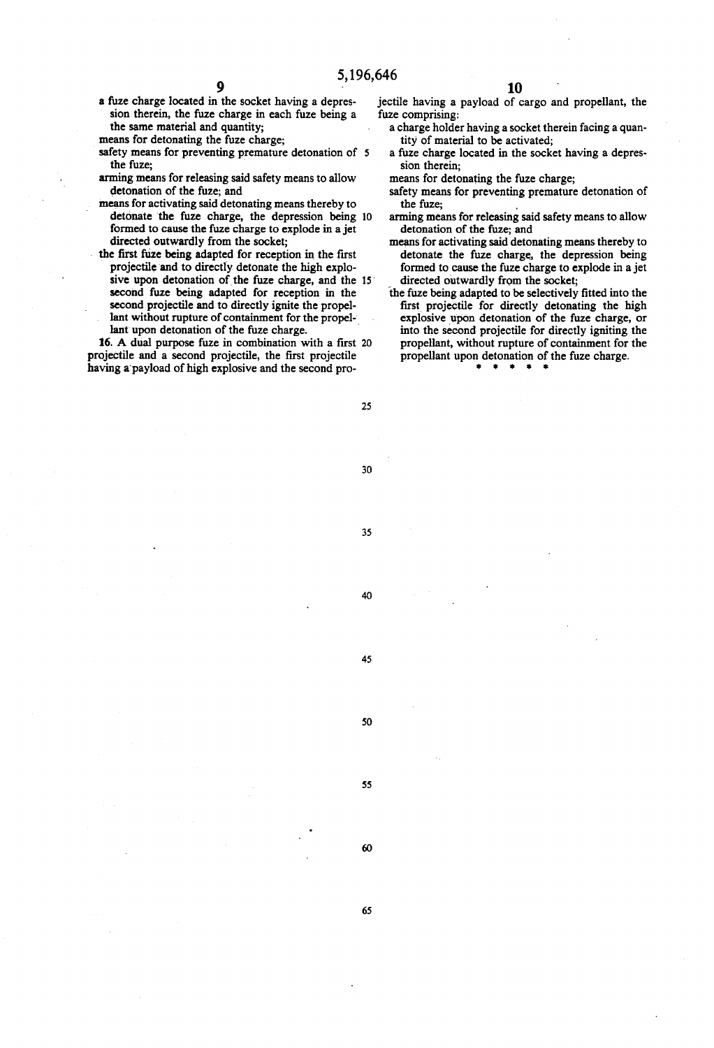a fuze charge located in the socket having a depression therein, the fuze charge in each fuze being a the same material and quantity;

means for detonating the fuze charge;

safety means for preventing premature detonation of the fuze;

arming means for releasing said safety means to allow detonation of the fuze; and

means for activating said detonating means thereby to detonate the fuze charge, the depression being formed to cause the fuze charge to explode in a jet directed outwardly from the socket;

the first fuze being adapted for reception in the first projectile and to directly detonate the high explosive upon detonation of the fuze charge, and the second fuze being adapted for reception in the second projectile and to directly ignite the propellant without rupture of containment for the propellant upon detonation of the fuze charge.

16. A dual purpose fuze in combination with a first projectile and a second projectile, the first projectile having a payload of high explosive and the second projectile having a payload of cargo and propellant, the fuze comprising:

a charge holder having a socket therein facing a quantity of material to be activated;

a fuze charge located in the socket having a depression therein;

means for detonating the fuze charge;

safety means for preventing premature detonation of the fuze;

arming means for releasing said safety means to allow detonation of the fuze; and

means for activating said detonating means thereby to detonate the fuze charge, the depression being formed to cause the fuze charge to explode in a jet directed outwardly from the socket;

the fuze being adapted to be selectively fitted into the first projectile for directly detonating the high explosive upon detonation of the fuze charge, or into the second projectile for directly igniting the propellant, without rupture of containment for the propellant upon detonation of the fuze charge.

* * * * *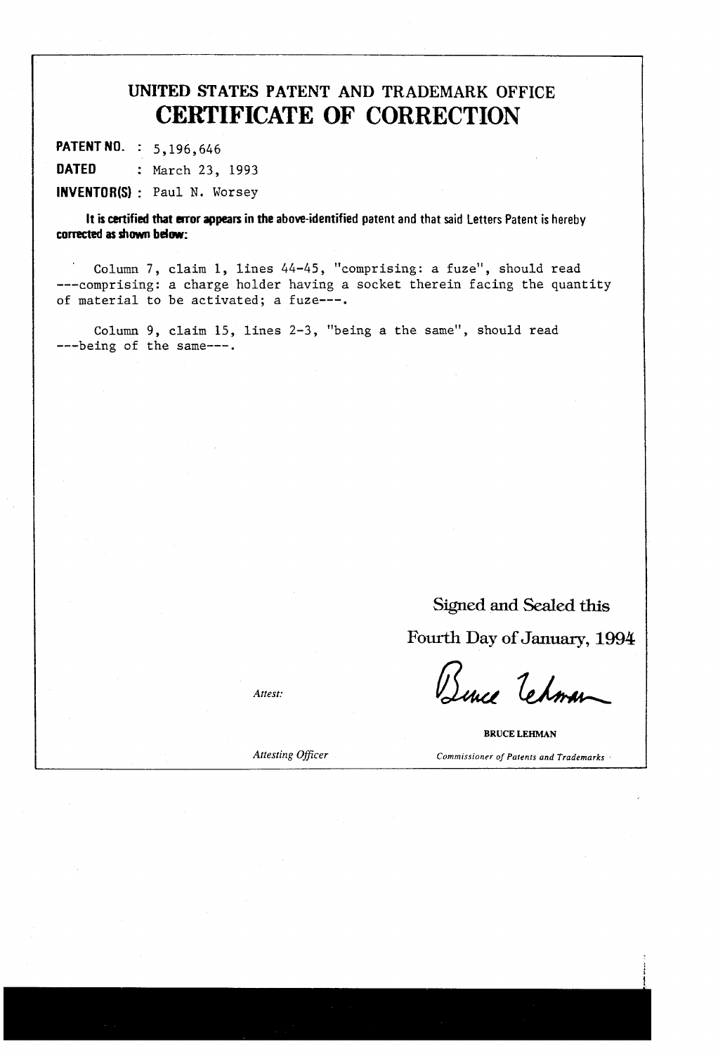# UNITED STATES PATENT AND TRADEMARK OFFICE
# CERTIFICATE OF CORRECTION

**PATENT NO.** : 5,196,646

**DATED** : March 23, 1993

**INVENTOR(S)** : Paul N. Worsey

**It is certified that error appears in the above-identified patent and that said Letters Patent is hereby corrected as shown below:**

Column 7, claim 1, lines 44-45, "comprising: a fuze", should read ---comprising: a charge holder having a socket therein facing the quantity of material to be activated; a fuze---.

Column 9, claim 15, lines 2-3, "being a the same", should read ---being of the same---.

Signed and Sealed this

Fourth Day of January, 1994

Attest:

BRUCE LEHMAN

*Attesting Officer* *Commissioner of Patents and Trademarks*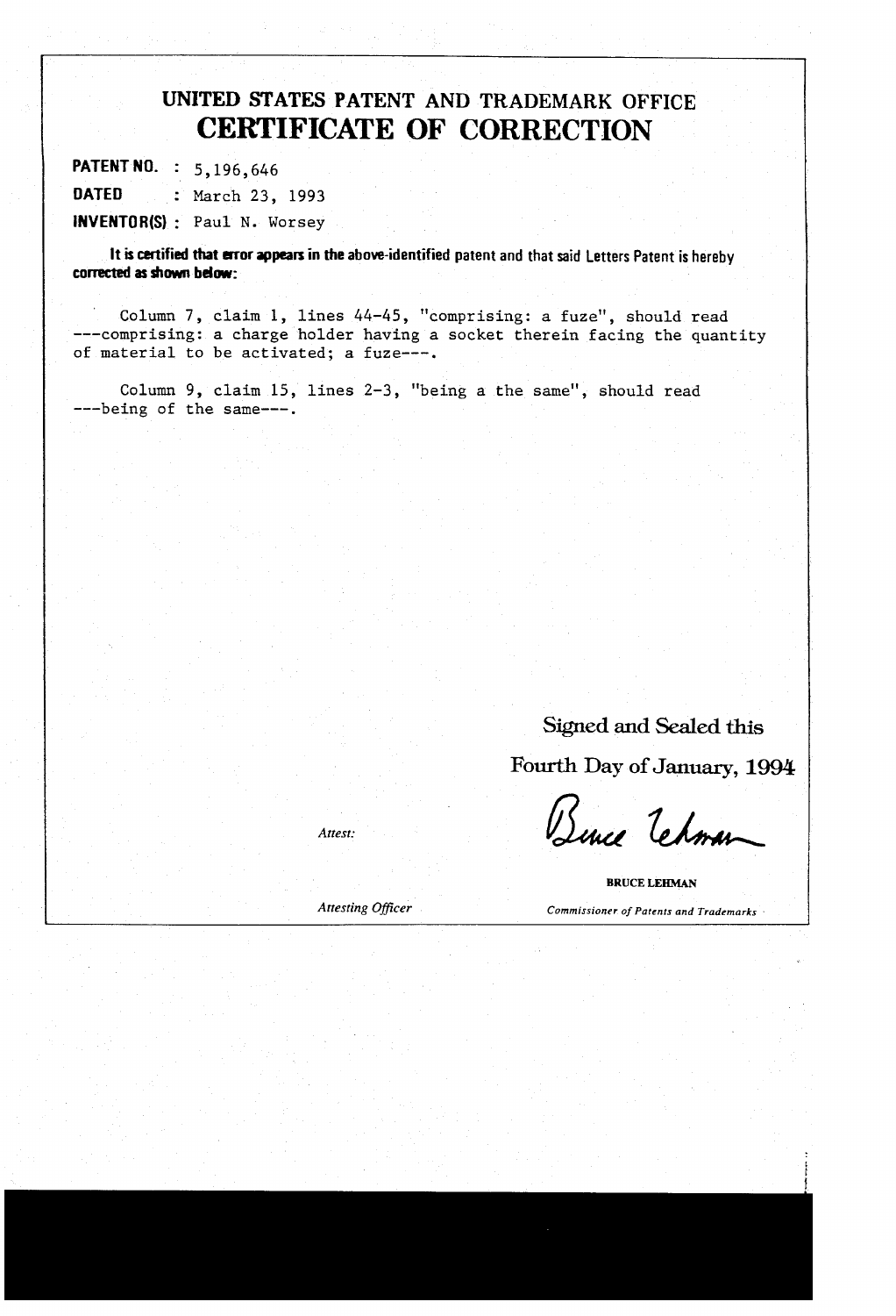# UNITED STATES PATENT AND TRADEMARK OFFICE
# CERTIFICATE OF CORRECTION

**PATENT NO.** : 5,196,646

**DATED** : March 23, 1993

**INVENTOR(S)** : Paul N. Worsey

**It is certified that error appears in the above-identified patent and that said Letters Patent is hereby corrected as shown below:**

Column 7, claim 1, lines 44-45, "comprising: a fuze", should read ---comprising: a charge holder having a socket therein facing the quantity of material to be activated; a fuze---.

Column 9, claim 15, lines 2-3, "being a the same", should read ---being of the same---.

Signed and Sealed this

Fourth Day of January, 1994

Attest:

BRUCE LEHMAN

*Attesting Officer*

*Commissioner of Patents and Trademarks*